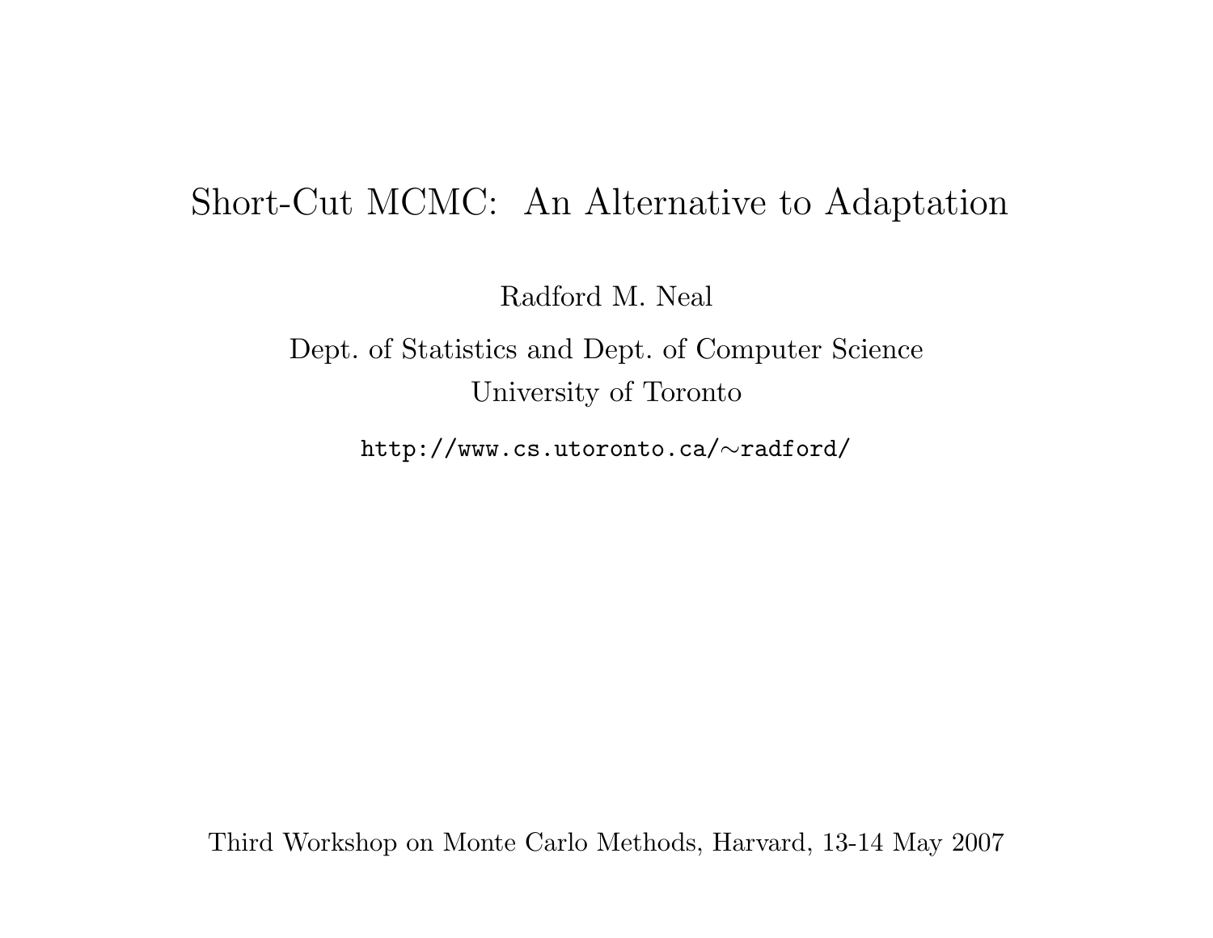# Short-Cut MCMC: An Alternative to Adaptation

Radford M. Neal

Dept. of Statistics and Dept. of Computer Science
University of Toronto

http://www.cs.utoronto.ca/∼radford/

Third Workshop on Monte Carlo Methods, Harvard, 13-14 May 2007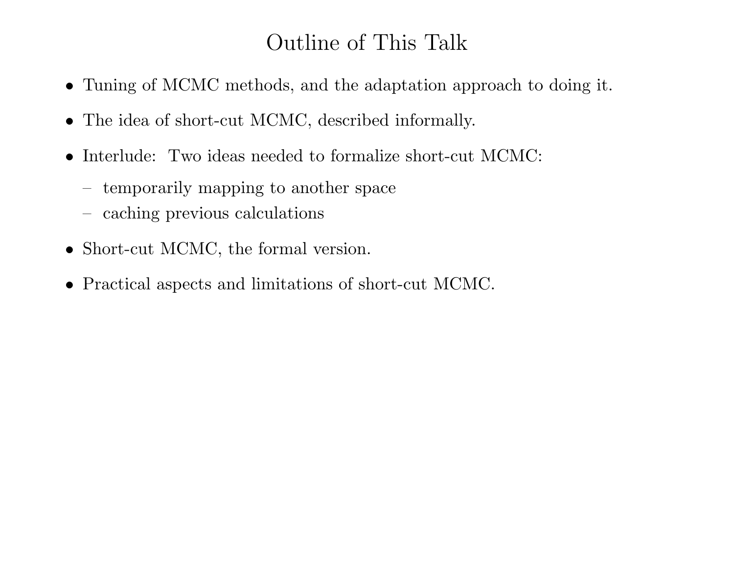# Outline of This Talk

- Tuning of MCMC methods, and the adaptation approach to doing it.
- The idea of short-cut MCMC, described informally.
- Interlude: Two ideas needed to formalize short-cut MCMC:
  - temporarily mapping to another space
  - caching previous calculations
- Short-cut MCMC, the formal version.
- Practical aspects and limitations of short-cut MCMC.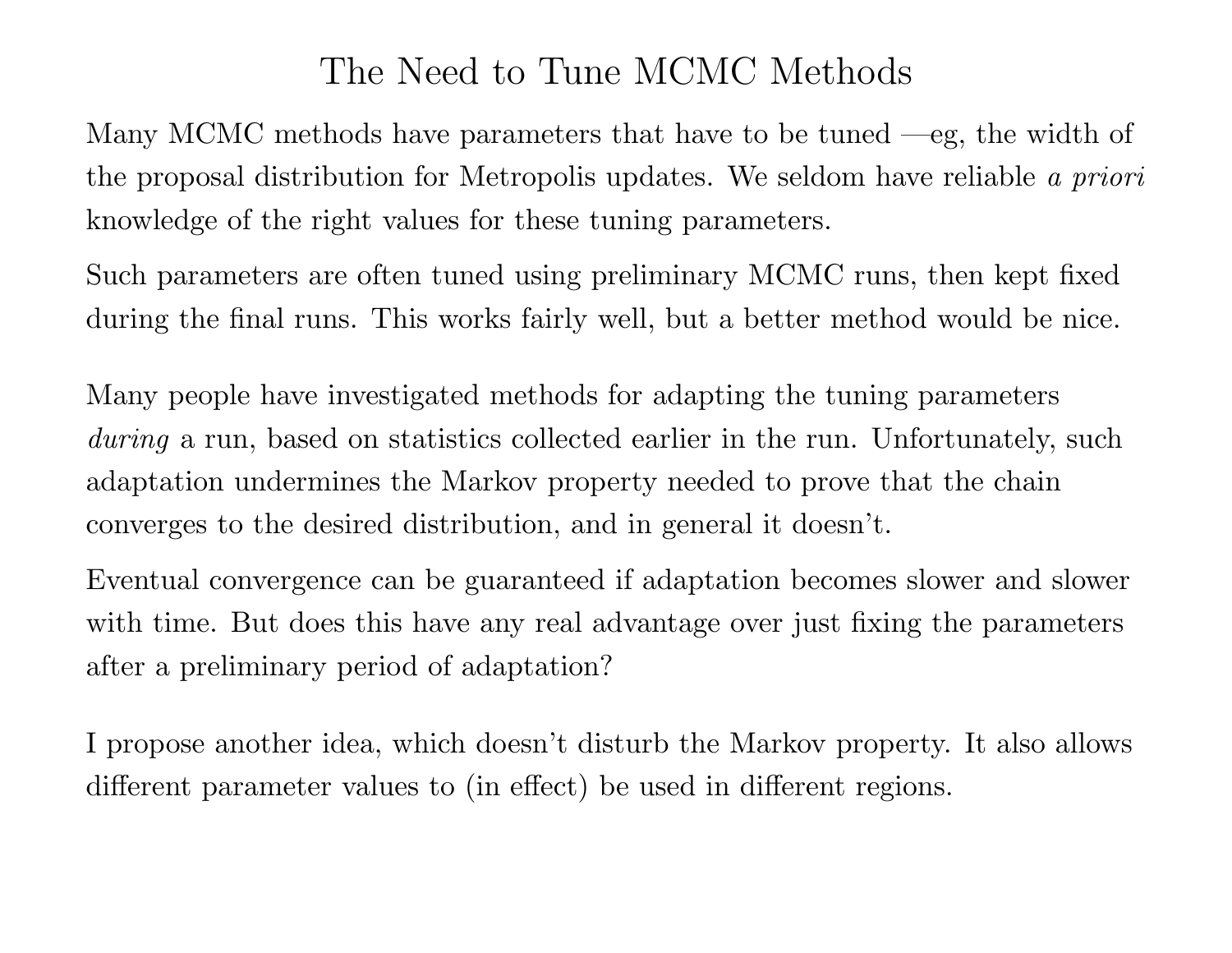# The Need to Tune MCMC Methods

Many MCMC methods have parameters that have to be tuned —eg, the width of the proposal distribution for Metropolis updates. We seldom have reliable *a priori* knowledge of the right values for these tuning parameters.

Such parameters are often tuned using preliminary MCMC runs, then kept fixed during the final runs. This works fairly well, but a better method would be nice.

Many people have investigated methods for adapting the tuning parameters *during* a run, based on statistics collected earlier in the run. Unfortunately, such adaptation undermines the Markov property needed to prove that the chain converges to the desired distribution, and in general it doesn't.

Eventual convergence can be guaranteed if adaptation becomes slower and slower with time. But does this have any real advantage over just fixing the parameters after a preliminary period of adaptation?

I propose another idea, which doesn't disturb the Markov property. It also allows different parameter values to (in effect) be used in different regions.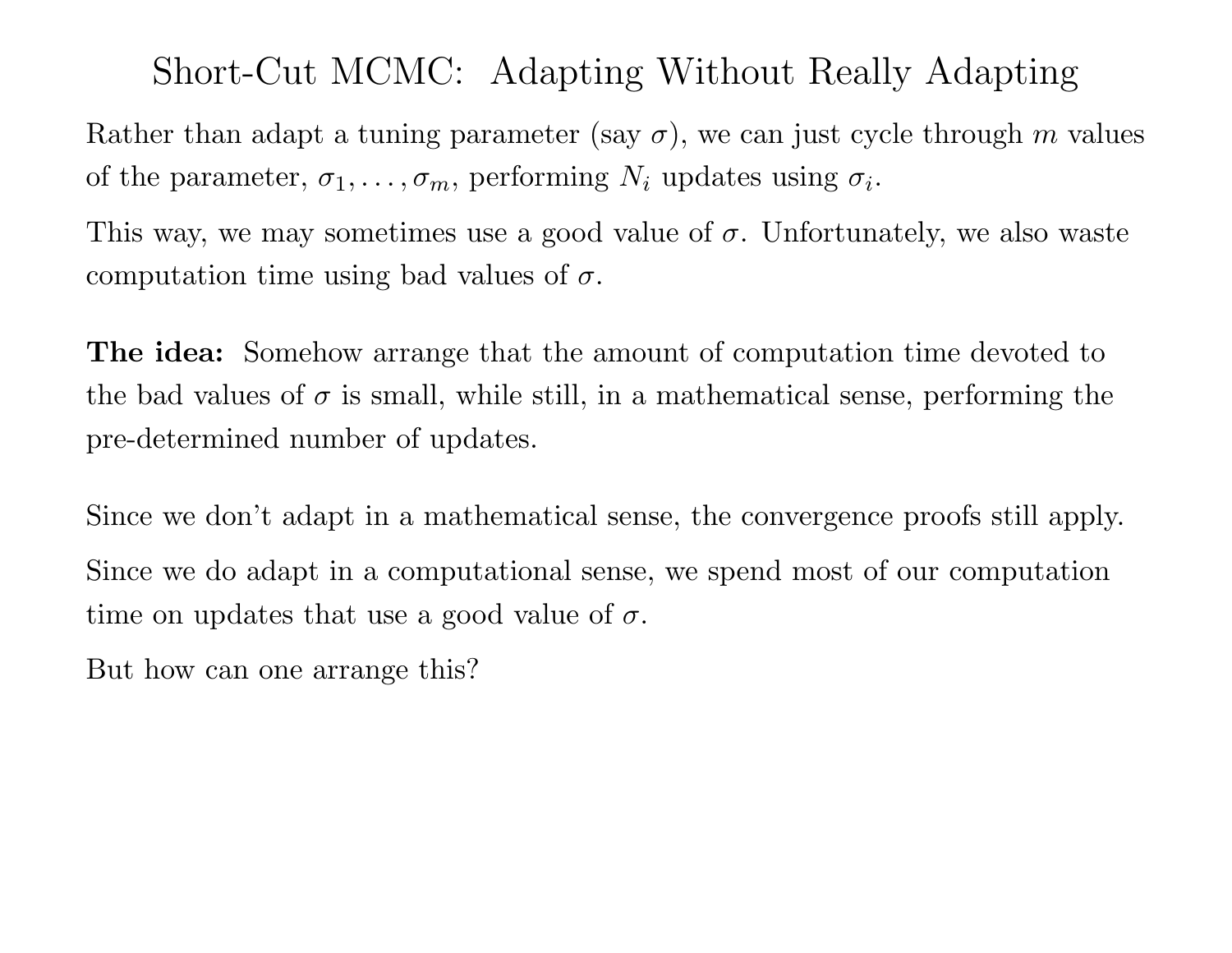# Short-Cut MCMC: Adapting Without Really Adapting

Rather than adapt a tuning parameter (say $\sigma$), we can just cycle through $m$ values of the parameter, $\sigma_1, \ldots, \sigma_m$, performing $N_i$ updates using $\sigma_i$.

This way, we may sometimes use a good value of $\sigma$. Unfortunately, we also waste computation time using bad values of $\sigma$.

**The idea:** Somehow arrange that the amount of computation time devoted to the bad values of $\sigma$ is small, while still, in a mathematical sense, performing the pre-determined number of updates.

Since we don't adapt in a mathematical sense, the convergence proofs still apply.

Since we do adapt in a computational sense, we spend most of our computation time on updates that use a good value of $\sigma$.

But how can one arrange this?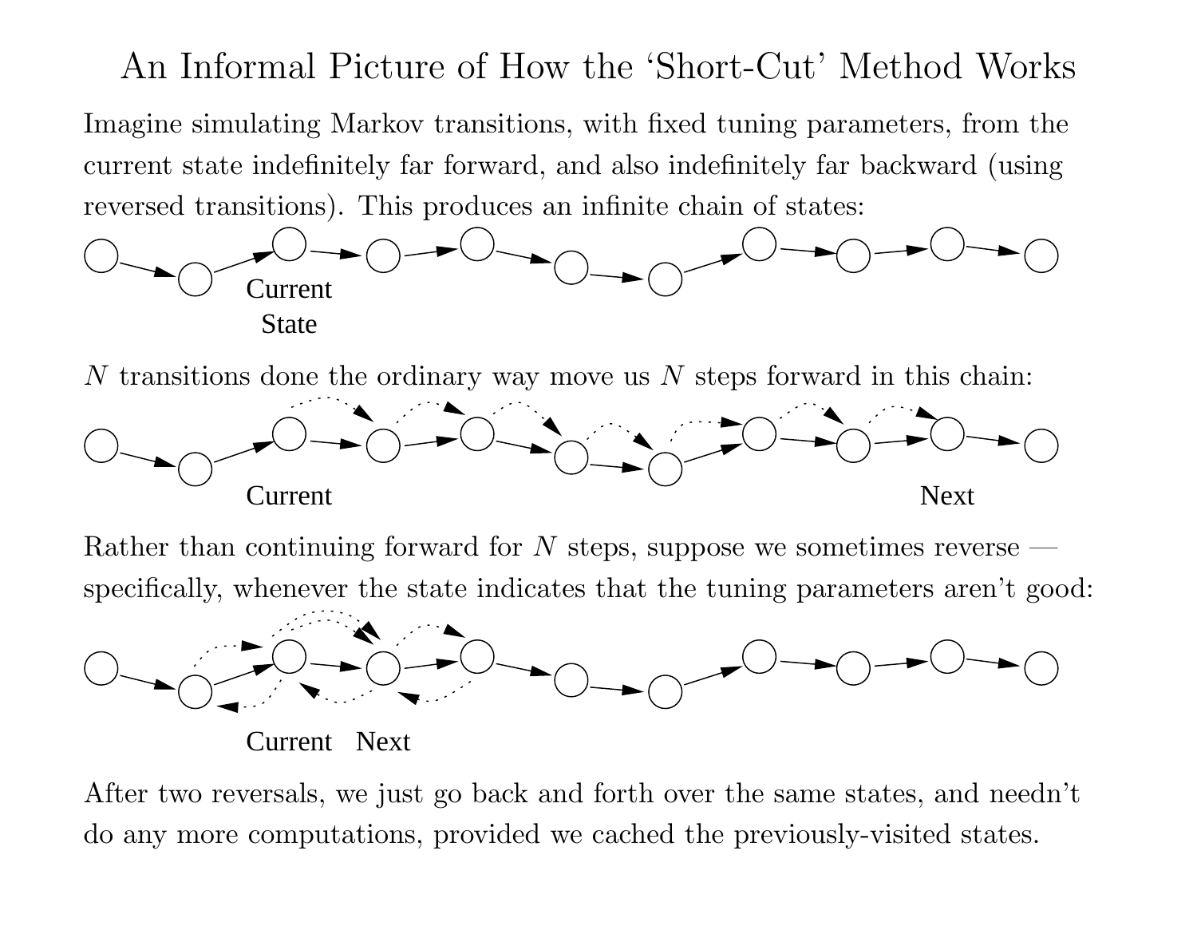# An Informal Picture of How the 'Short-Cut' Method Works

Imagine simulating Markov transitions, with fixed tuning parameters, from the current state indefinitely far forward, and also indefinitely far backward (using reversed transitions). This produces an infinite chain of states:

Current State

$N$ transitions done the ordinary way move us $N$ steps forward in this chain:

Current Next

Rather than continuing forward for $N$ steps, suppose we sometimes reverse — specifically, whenever the state indicates that the tuning parameters aren't good:

Current Next

After two reversals, we just go back and forth over the same states, and needn't do any more computations, provided we cached the previously-visited states.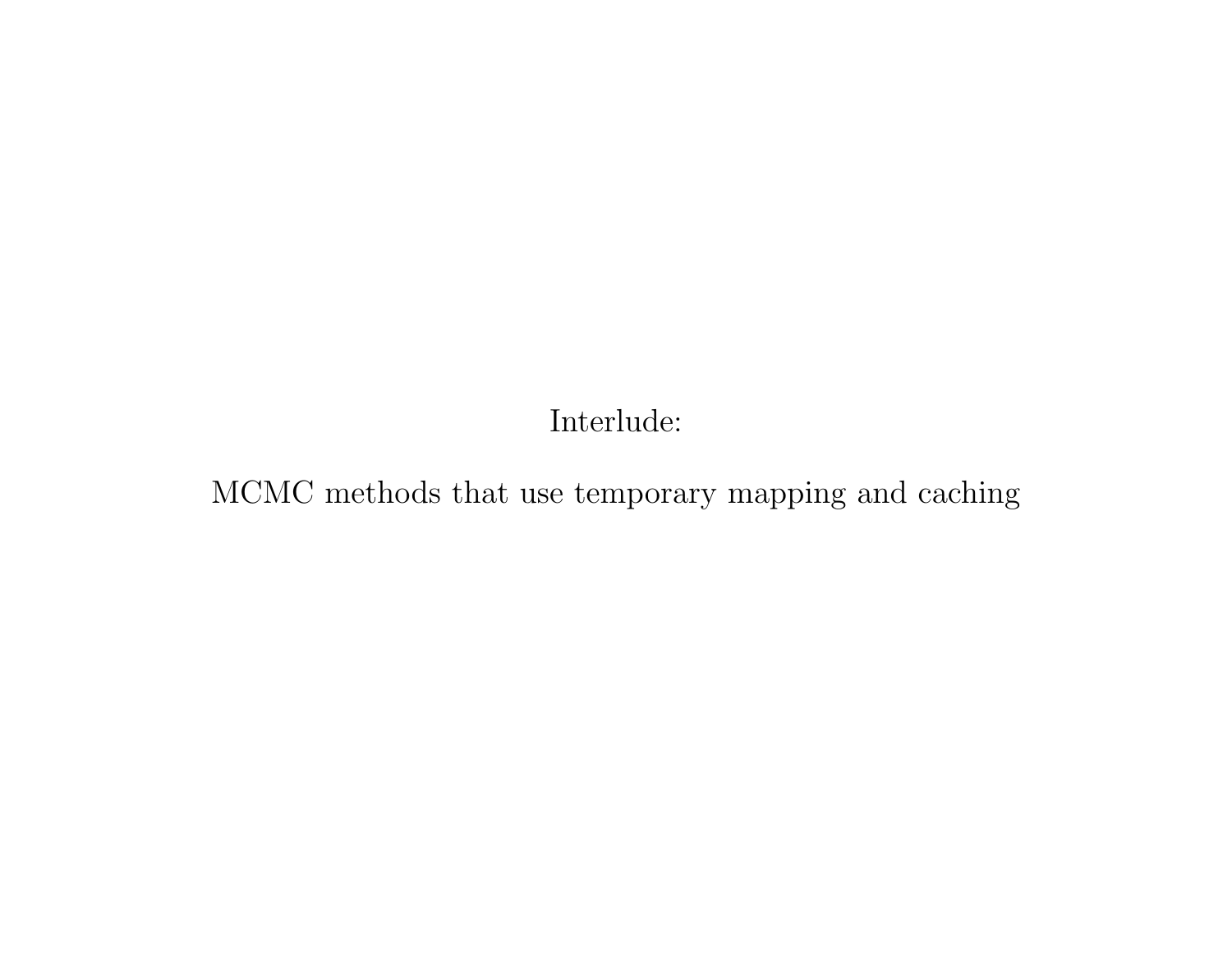# Interlude:

# MCMC methods that use temporary mapping and caching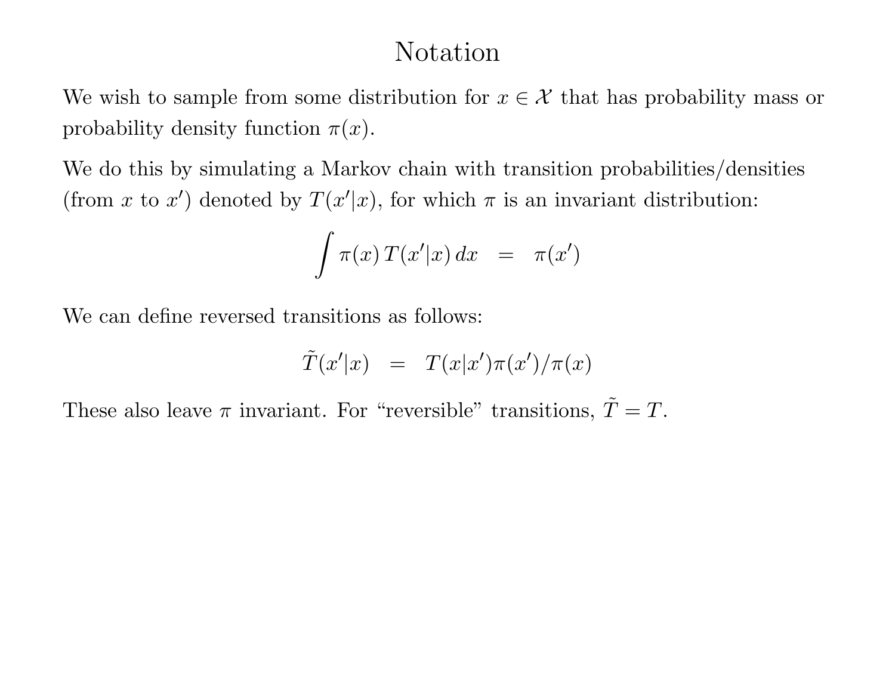# Notation

We wish to sample from some distribution for $x \in \mathcal{X}$ that has probability mass or probability density function $\pi(x)$.

We do this by simulating a Markov chain with transition probabilities/densities (from $x$ to $x'$) denoted by $T(x'|x)$, for which $\pi$ is an invariant distribution:

$$\int \pi(x) \, T(x'|x) \, dx \quad = \quad \pi(x')$$

We can define reversed transitions as follows:

$$\tilde{T}(x'|x) \quad = \quad T(x|x')\pi(x')/\pi(x)$$

These also leave $\pi$ invariant. For "reversible" transitions, $\tilde{T} = T$.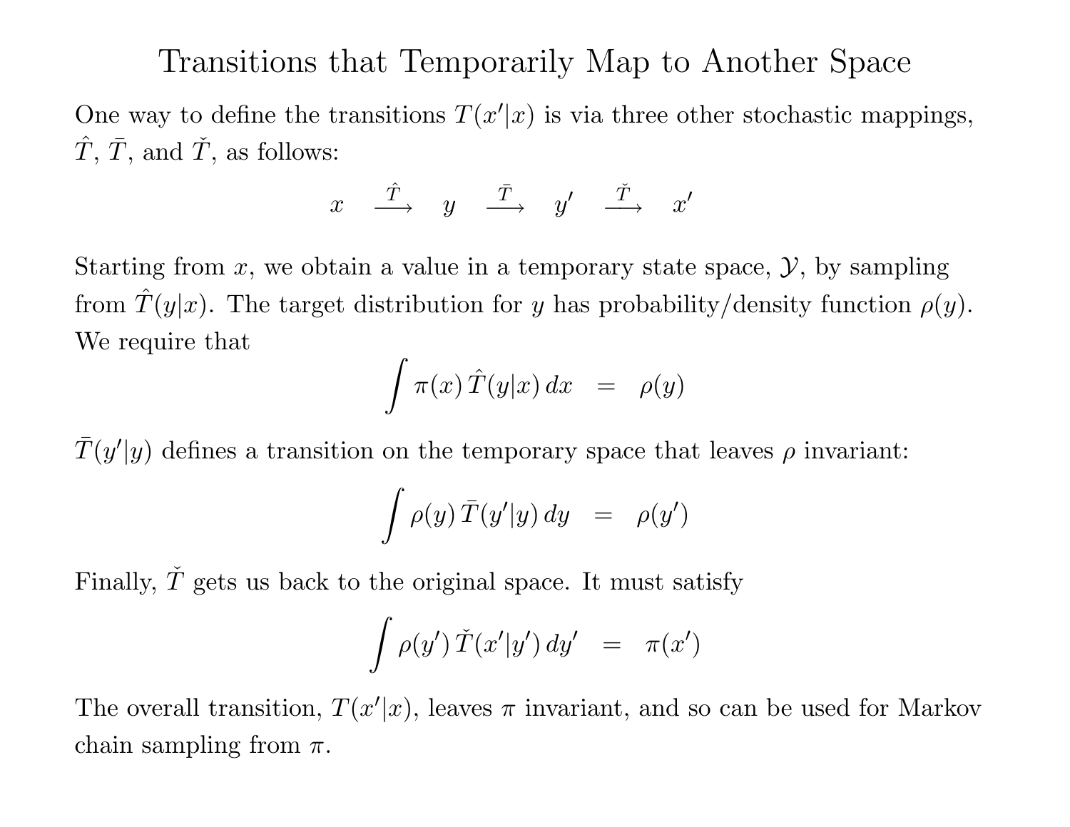# Transitions that Temporarily Map to Another Space

One way to define the transitions $T(x'|x)$ is via three other stochastic mappings, $\hat{T}$, $\bar{T}$, and $\check{T}$, as follows:

$$x \quad \xrightarrow{\hat{T}} \quad y \quad \xrightarrow{\bar{T}} \quad y' \quad \xrightarrow{\check{T}} \quad x'$$

Starting from $x$, we obtain a value in a temporary state space, $\mathcal{Y}$, by sampling from $\hat{T}(y|x)$. The target distribution for $y$ has probability/density function $\rho(y)$. We require that

$$\int \pi(x)\, \hat{T}(y|x)\, dx \quad = \quad \rho(y)$$

$\bar{T}(y'|y)$ defines a transition on the temporary space that leaves $\rho$ invariant:

$$\int \rho(y)\, \bar{T}(y'|y)\, dy \quad = \quad \rho(y')$$

Finally, $\check{T}$ gets us back to the original space. It must satisfy

$$\int \rho(y')\, \check{T}(x'|y')\, dy' \quad = \quad \pi(x')$$

The overall transition, $T(x'|x)$, leaves $\pi$ invariant, and so can be used for Markov chain sampling from $\pi$.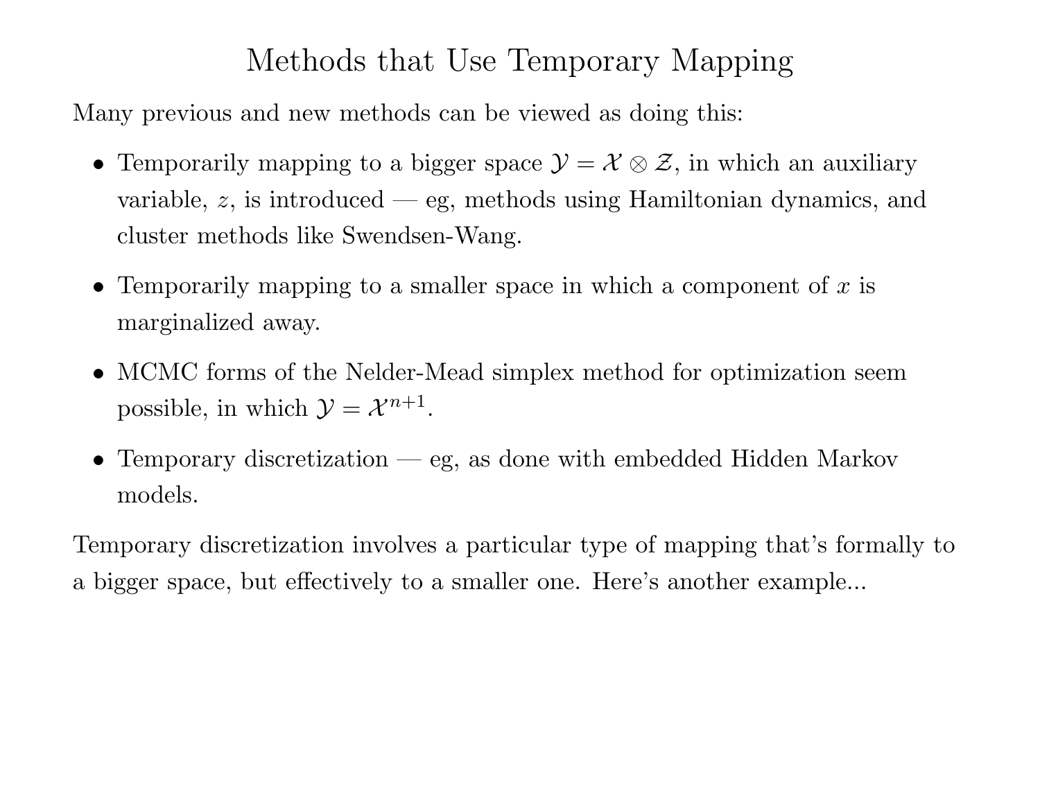# Methods that Use Temporary Mapping

Many previous and new methods can be viewed as doing this:

- Temporarily mapping to a bigger space $\mathcal{Y} = \mathcal{X} \otimes \mathcal{Z}$, in which an auxiliary variable, $z$, is introduced — eg, methods using Hamiltonian dynamics, and cluster methods like Swendsen-Wang.
- Temporarily mapping to a smaller space in which a component of $x$ is marginalized away.
- MCMC forms of the Nelder-Mead simplex method for optimization seem possible, in which $\mathcal{Y} = \mathcal{X}^{n+1}$.
- Temporary discretization — eg, as done with embedded Hidden Markov models.

Temporary discretization involves a particular type of mapping that's formally to a bigger space, but effectively to a smaller one. Here's another example...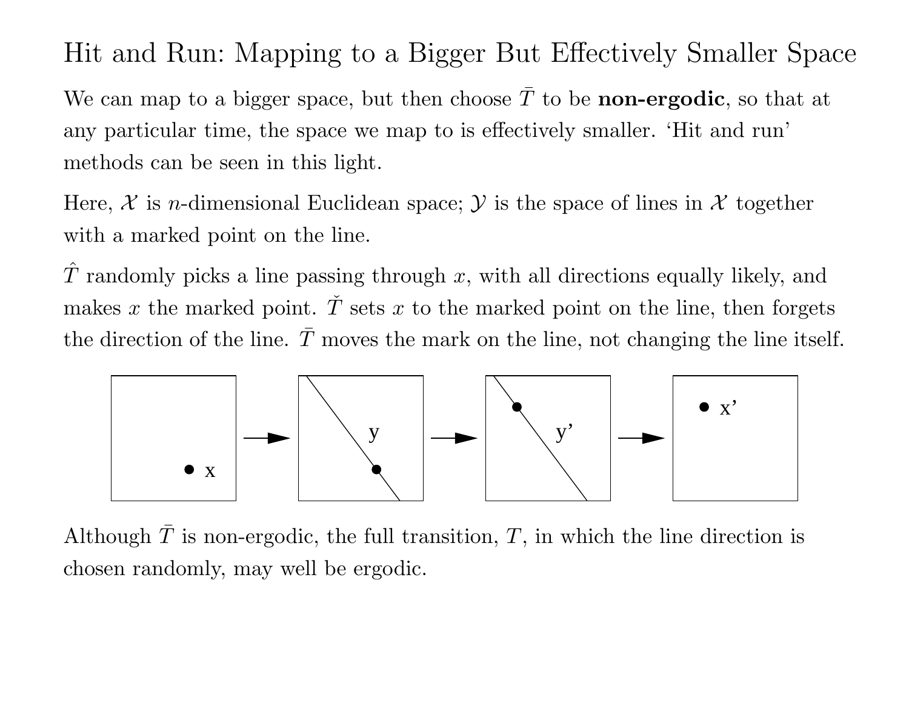# Hit and Run: Mapping to a Bigger But Effectively Smaller Space

We can map to a bigger space, but then choose $\bar{T}$ to be **non-ergodic**, so that at any particular time, the space we map to is effectively smaller. 'Hit and run' methods can be seen in this light.

Here, $\mathcal{X}$ is $n$-dimensional Euclidean space; $\mathcal{Y}$ is the space of lines in $\mathcal{X}$ together with a marked point on the line.

$\hat{T}$ randomly picks a line passing through $x$, with all directions equally likely, and makes $x$ the marked point. $\check{T}$ sets $x$ to the marked point on the line, then forgets the direction of the line. $\bar{T}$ moves the mark on the line, not changing the line itself.

Although $\bar{T}$ is non-ergodic, the full transition, $T$, in which the line direction is chosen randomly, may well be ergodic.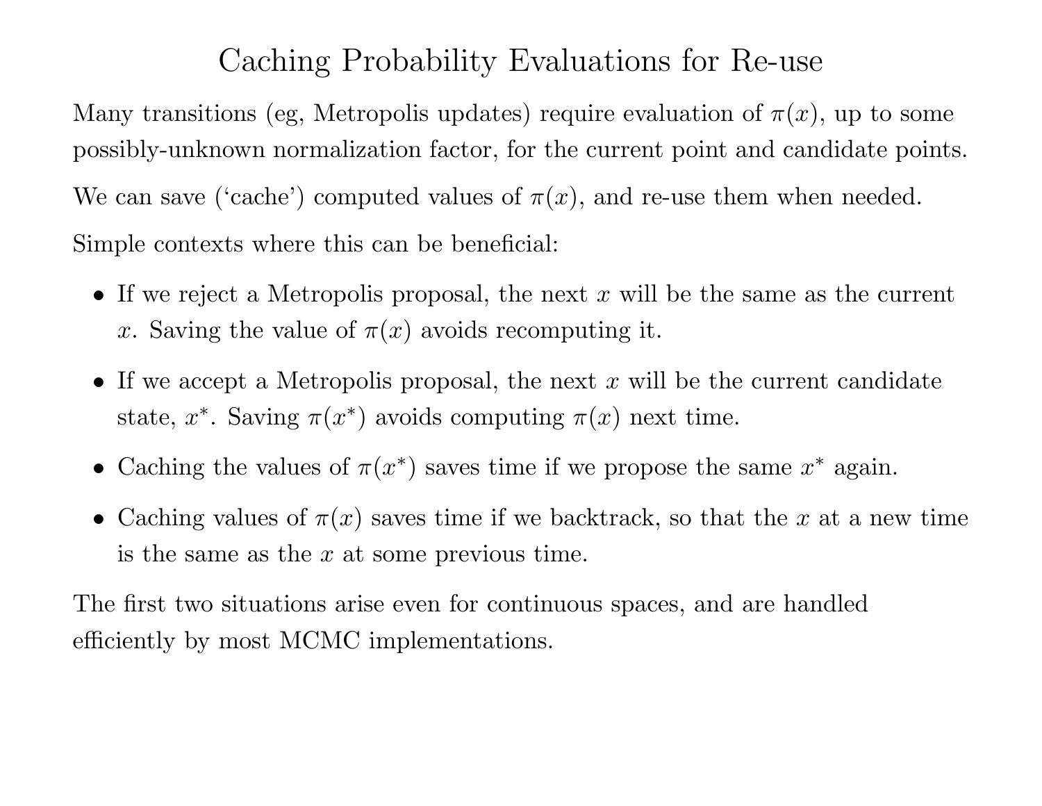# Caching Probability Evaluations for Re-use

Many transitions (eg, Metropolis updates) require evaluation of $\pi(x)$, up to some possibly-unknown normalization factor, for the current point and candidate points.

We can save (‘cache’) computed values of $\pi(x)$, and re-use them when needed.

Simple contexts where this can be beneficial:

- If we reject a Metropolis proposal, the next $x$ will be the same as the current $x$. Saving the value of $\pi(x)$ avoids recomputing it.
- If we accept a Metropolis proposal, the next $x$ will be the current candidate state, $x^*$. Saving $\pi(x^*)$ avoids computing $\pi(x)$ next time.
- Caching the values of $\pi(x^*)$ saves time if we propose the same $x^*$ again.
- Caching values of $\pi(x)$ saves time if we backtrack, so that the $x$ at a new time is the same as the $x$ at some previous time.

The first two situations arise even for continuous spaces, and are handled efficiently by most MCMC implementations.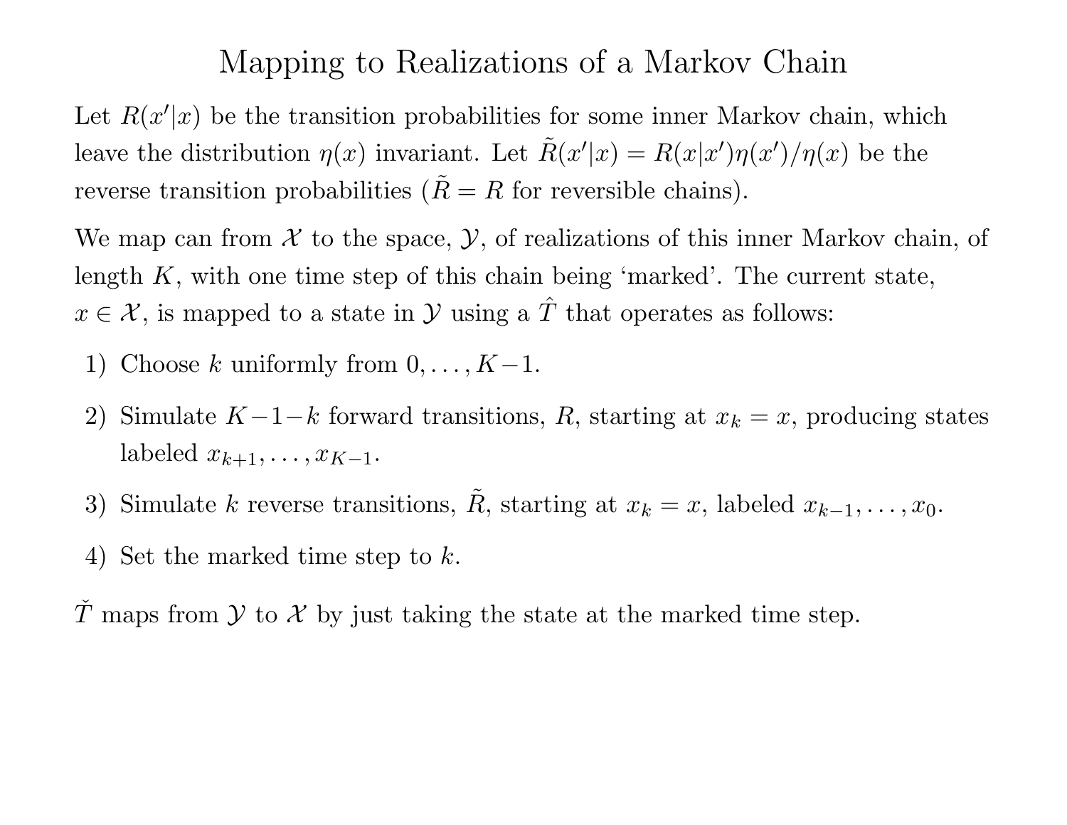# Mapping to Realizations of a Markov Chain

Let $R(x'|x)$ be the transition probabilities for some inner Markov chain, which leave the distribution $\eta(x)$ invariant. Let $\tilde{R}(x'|x) = R(x|x')\eta(x')/\eta(x)$ be the reverse transition probabilities ($\tilde{R} = R$ for reversible chains).

We map can from $\mathcal{X}$ to the space, $\mathcal{Y}$, of realizations of this inner Markov chain, of length $K$, with one time step of this chain being 'marked'. The current state, $x \in \mathcal{X}$, is mapped to a state in $\mathcal{Y}$ using a $\hat{T}$ that operates as follows:

1) Choose $k$ uniformly from $0, \ldots, K-1$.
2) Simulate $K-1-k$ forward transitions, $R$, starting at $x_k = x$, producing states labeled $x_{k+1}, \ldots, x_{K-1}$.
3) Simulate $k$ reverse transitions, $\tilde{R}$, starting at $x_k = x$, labeled $x_{k-1}, \ldots, x_0$.
4) Set the marked time step to $k$.

$\check{T}$ maps from $\mathcal{Y}$ to $\mathcal{X}$ by just taking the state at the marked time step.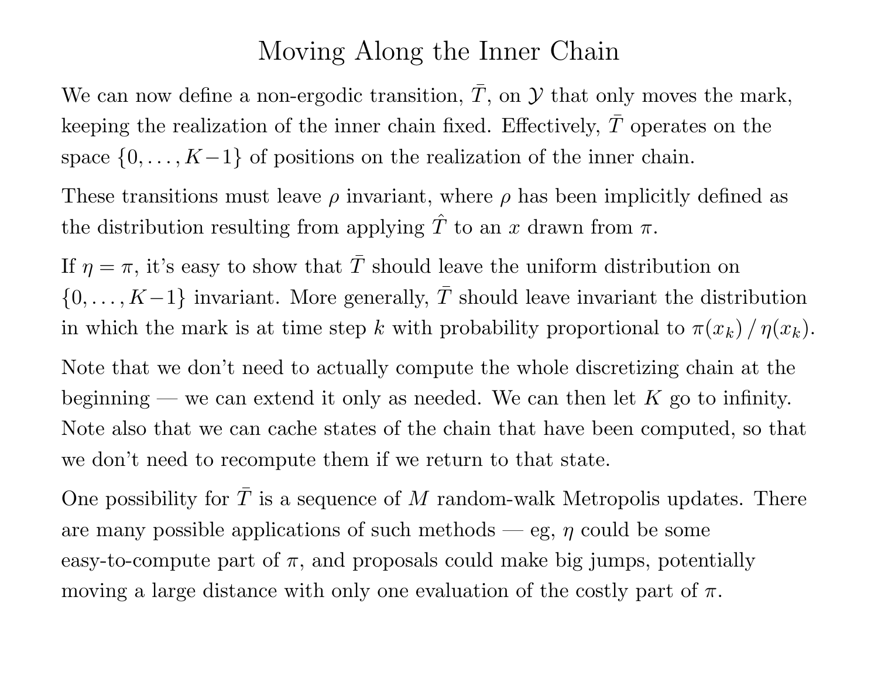# Moving Along the Inner Chain

We can now define a non-ergodic transition, $\bar{T}$, on $\mathcal{Y}$ that only moves the mark, keeping the realization of the inner chain fixed. Effectively, $\bar{T}$ operates on the space $\{0, \ldots, K-1\}$ of positions on the realization of the inner chain.

These transitions must leave $\rho$ invariant, where $\rho$ has been implicitly defined as the distribution resulting from applying $\hat{T}$ to an $x$ drawn from $\pi$.

If $\eta = \pi$, it's easy to show that $\bar{T}$ should leave the uniform distribution on $\{0, \ldots, K-1\}$ invariant. More generally, $\bar{T}$ should leave invariant the distribution in which the mark is at time step $k$ with probability proportional to $\pi(x_k) \,/\, \eta(x_k)$.

Note that we don't need to actually compute the whole discretizing chain at the beginning — we can extend it only as needed. We can then let $K$ go to infinity. Note also that we can cache states of the chain that have been computed, so that we don't need to recompute them if we return to that state.

One possibility for $\bar{T}$ is a sequence of $M$ random-walk Metropolis updates. There are many possible applications of such methods — eg, $\eta$ could be some easy-to-compute part of $\pi$, and proposals could make big jumps, potentially moving a large distance with only one evaluation of the costly part of $\pi$.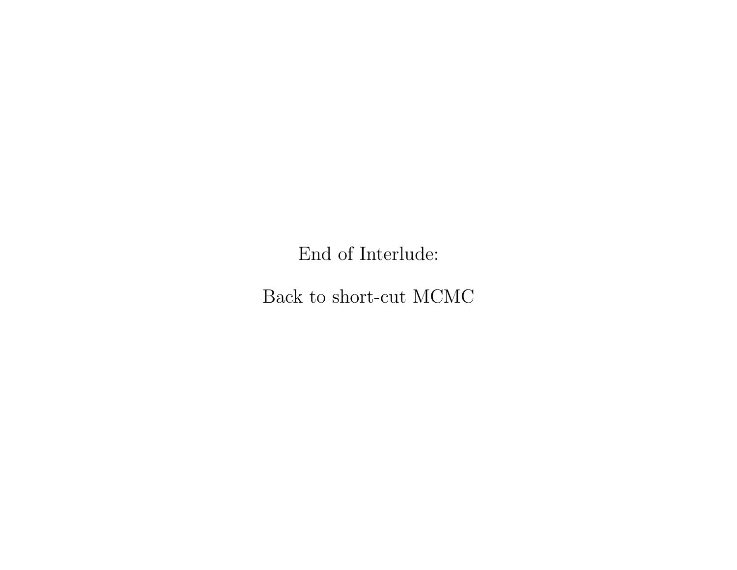End of Interlude:

Back to short-cut MCMC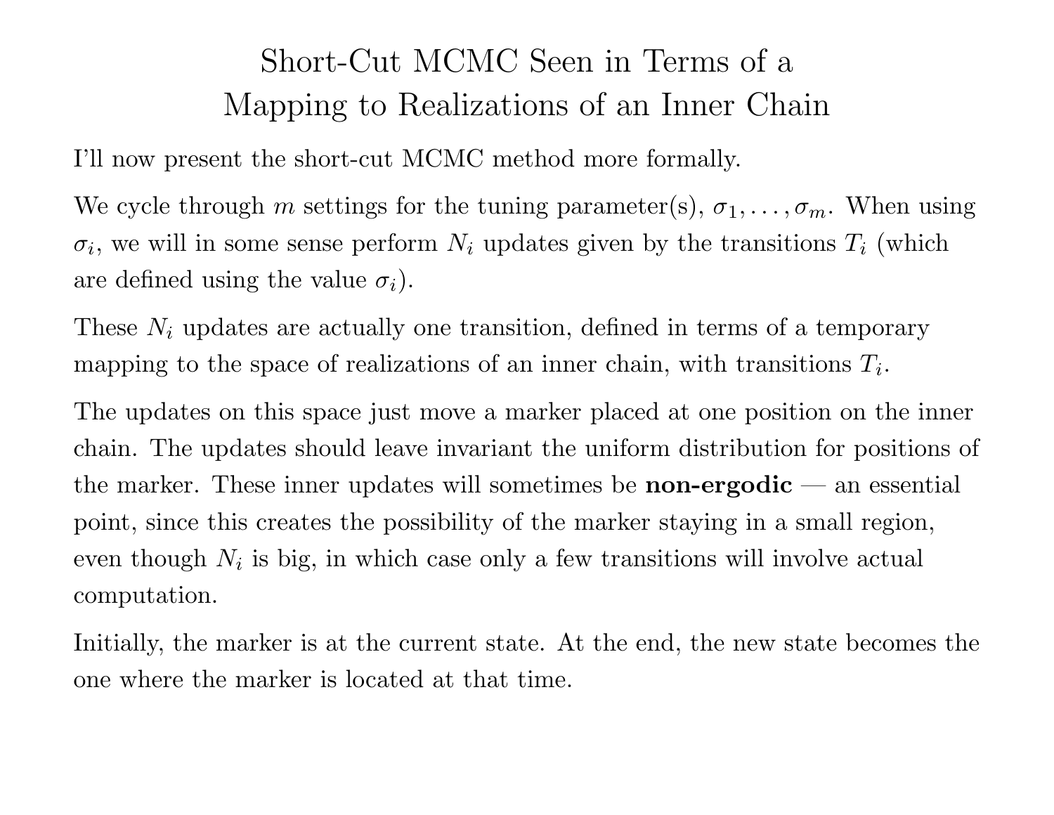# Short-Cut MCMC Seen in Terms of a Mapping to Realizations of an Inner Chain

I'll now present the short-cut MCMC method more formally.

We cycle through $m$ settings for the tuning parameter(s), $\sigma_1, \ldots, \sigma_m$. When using $\sigma_i$, we will in some sense perform $N_i$ updates given by the transitions $T_i$ (which are defined using the value $\sigma_i$).

These $N_i$ updates are actually one transition, defined in terms of a temporary mapping to the space of realizations of an inner chain, with transitions $T_i$.

The updates on this space just move a marker placed at one position on the inner chain. The updates should leave invariant the uniform distribution for positions of the marker. These inner updates will sometimes be **non-ergodic** — an essential point, since this creates the possibility of the marker staying in a small region, even though $N_i$ is big, in which case only a few transitions will involve actual computation.

Initially, the marker is at the current state. At the end, the new state becomes the one where the marker is located at that time.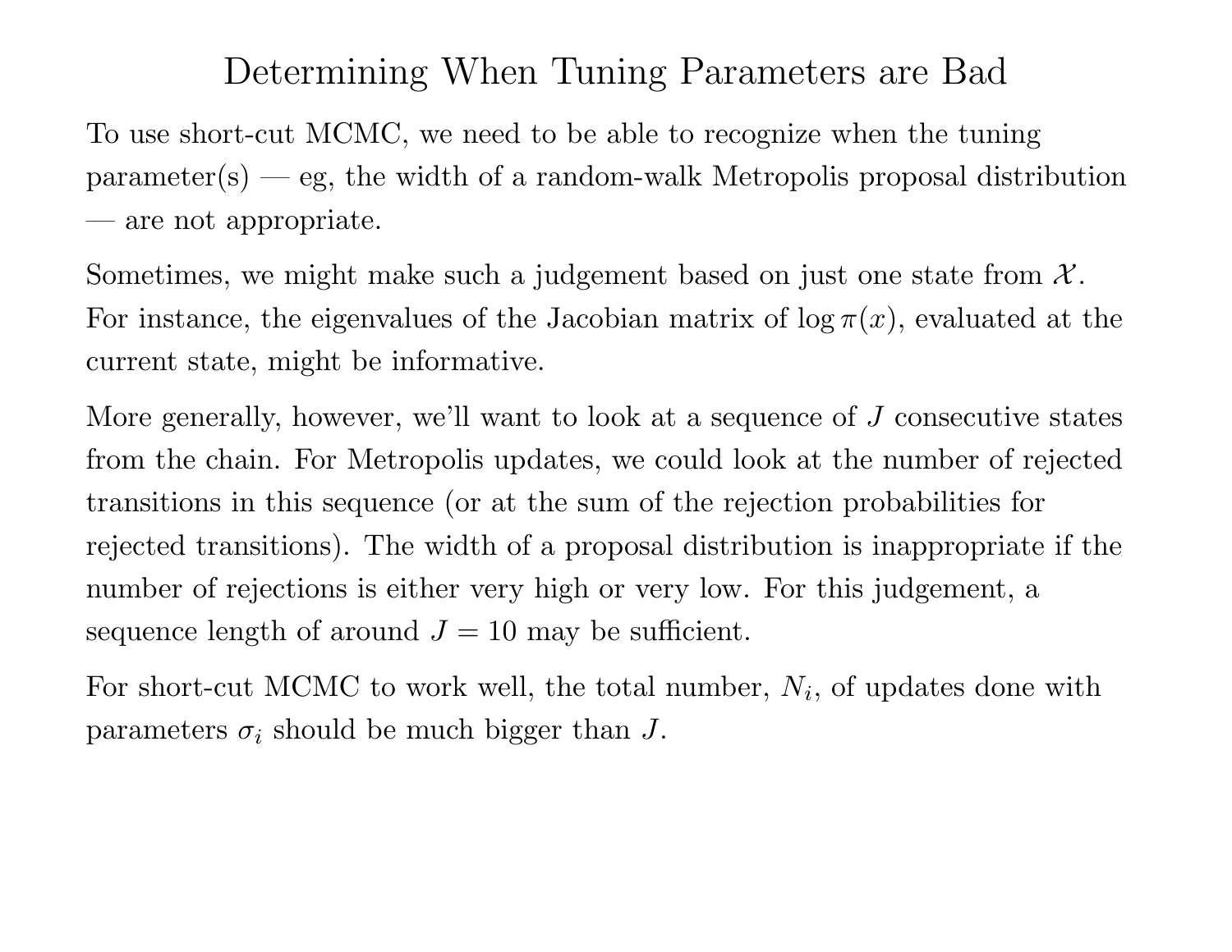# Determining When Tuning Parameters are Bad

To use short-cut MCMC, we need to be able to recognize when the tuning parameter(s) — eg, the width of a random-walk Metropolis proposal distribution — are not appropriate.

Sometimes, we might make such a judgement based on just one state from $\mathcal{X}$. For instance, the eigenvalues of the Jacobian matrix of $\log \pi(x)$, evaluated at the current state, might be informative.

More generally, however, we'll want to look at a sequence of $J$ consecutive states from the chain. For Metropolis updates, we could look at the number of rejected transitions in this sequence (or at the sum of the rejection probabilities for rejected transitions). The width of a proposal distribution is inappropriate if the number of rejections is either very high or very low. For this judgement, a sequence length of around $J = 10$ may be sufficient.

For short-cut MCMC to work well, the total number, $N_i$, of updates done with parameters $\sigma_i$ should be much bigger than $J$.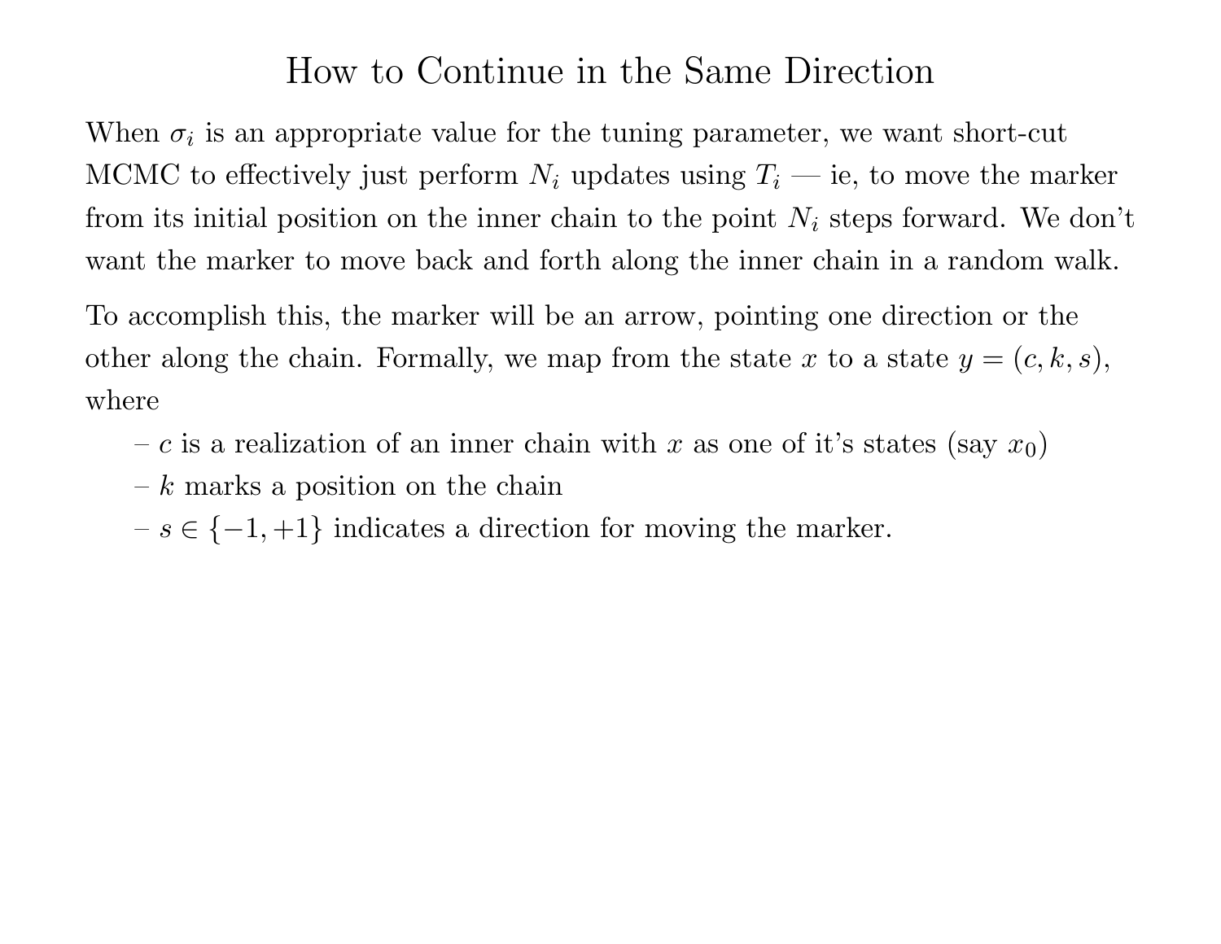# How to Continue in the Same Direction

When $\sigma_i$ is an appropriate value for the tuning parameter, we want short-cut MCMC to effectively just perform $N_i$ updates using $T_i$ — ie, to move the marker from its initial position on the inner chain to the point $N_i$ steps forward. We don't want the marker to move back and forth along the inner chain in a random walk.

To accomplish this, the marker will be an arrow, pointing one direction or the other along the chain. Formally, we map from the state $x$ to a state $y = (c, k, s)$, where

- $c$ is a realization of an inner chain with $x$ as one of it's states (say $x_0$)
- $k$ marks a position on the chain
- $s \in \{-1, +1\}$ indicates a direction for moving the marker.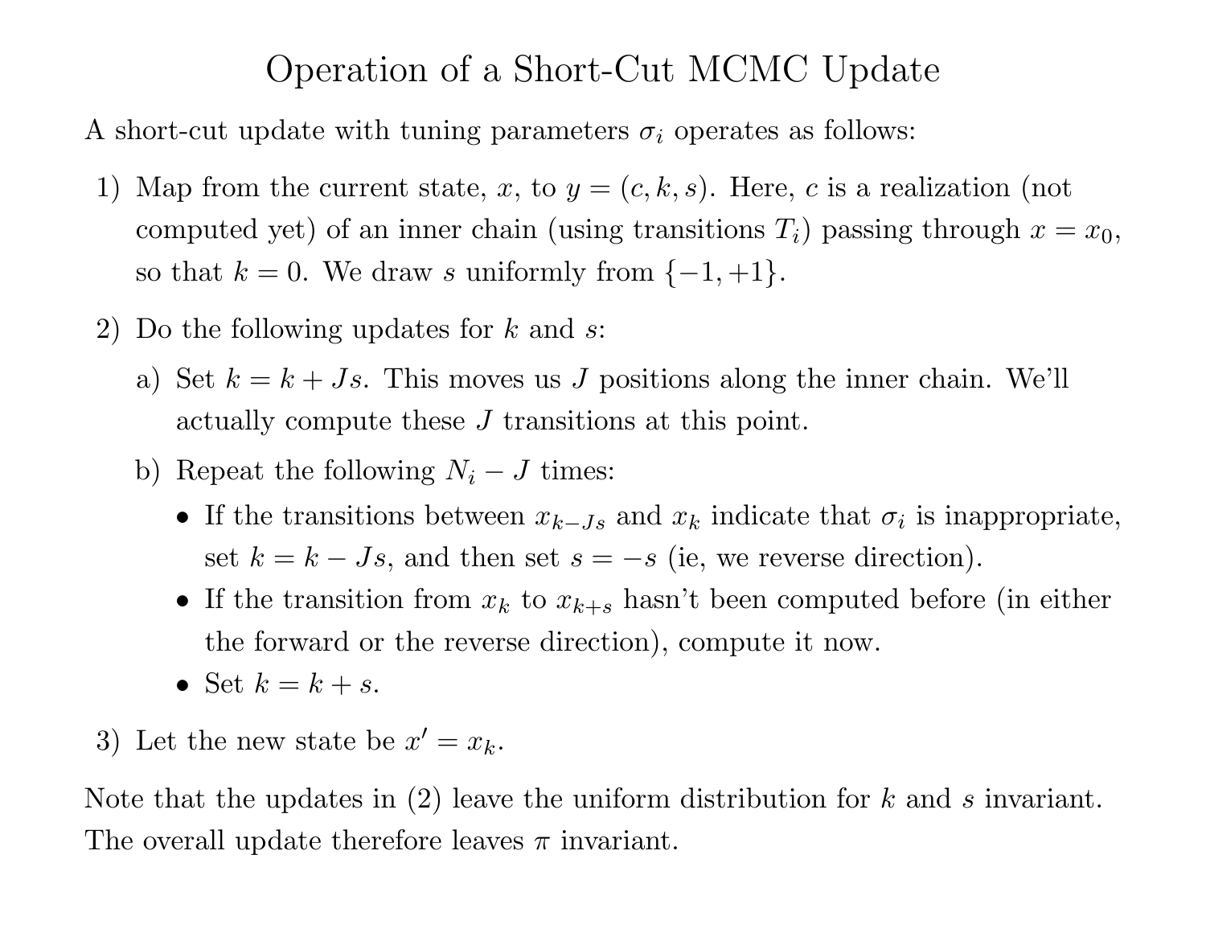# Operation of a Short-Cut MCMC Update

A short-cut update with tuning parameters $\sigma_i$ operates as follows:

1) Map from the current state, $x$, to $y = (c, k, s)$. Here, $c$ is a realization (not computed yet) of an inner chain (using transitions $T_i$) passing through $x = x_0$, so that $k = 0$. We draw $s$ uniformly from $\{-1, +1\}$.

2) Do the following updates for $k$ and $s$:

   a) Set $k = k + Js$. This moves us $J$ positions along the inner chain. We'll actually compute these $J$ transitions at this point.

   b) Repeat the following $N_i - J$ times:

      - If the transitions between $x_{k-Js}$ and $x_k$ indicate that $\sigma_i$ is inappropriate, set $k = k - Js$, and then set $s = -s$ (ie, we reverse direction).
      - If the transition from $x_k$ to $x_{k+s}$ hasn't been computed before (in either the forward or the reverse direction), compute it now.
      - Set $k = k + s$.

3) Let the new state be $x' = x_k$.

Note that the updates in (2) leave the uniform distribution for $k$ and $s$ invariant. The overall update therefore leaves $\pi$ invariant.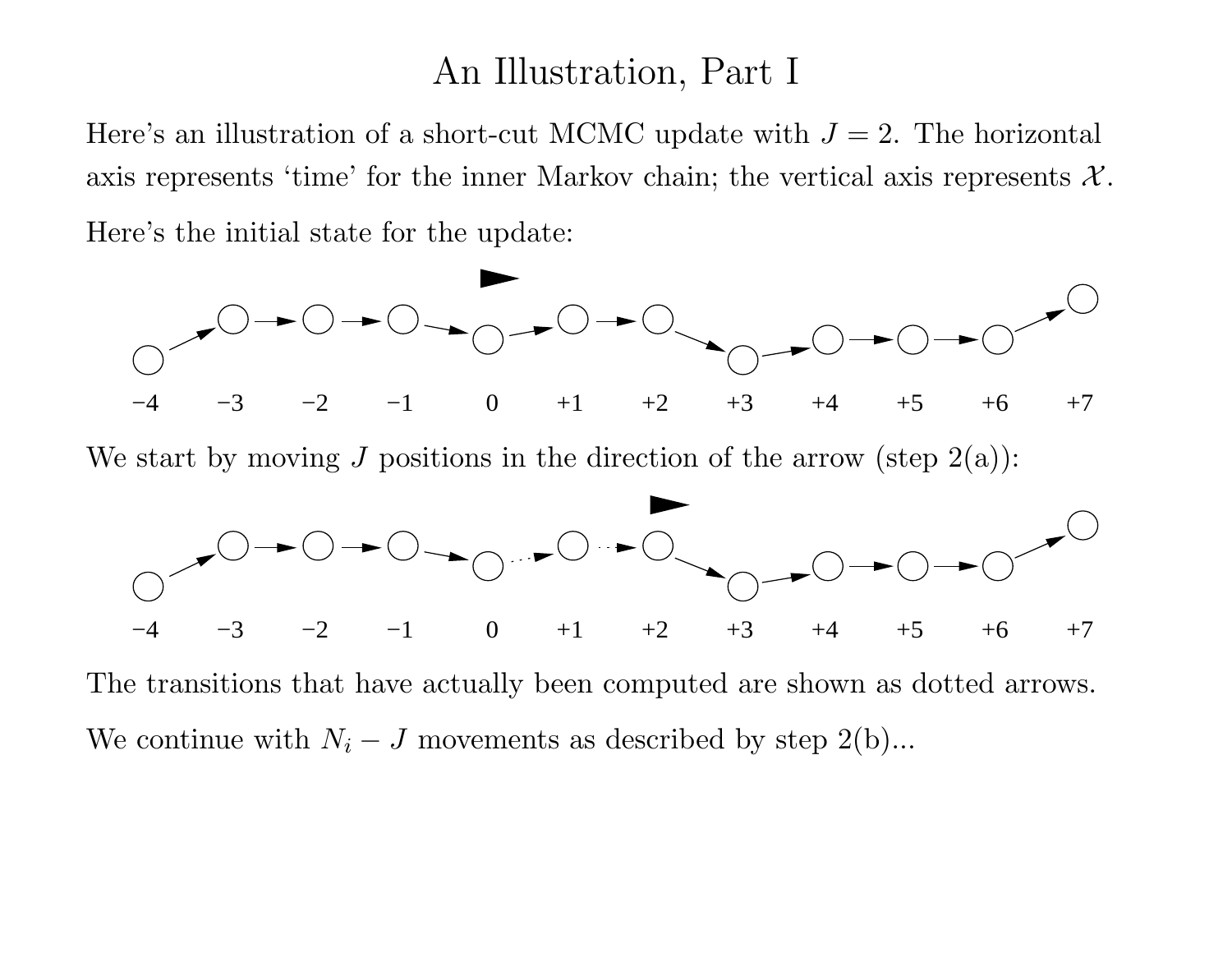# An Illustration, Part I

Here's an illustration of a short-cut MCMC update with $J = 2$. The horizontal axis represents 'time' for the inner Markov chain; the vertical axis represents $\mathcal{X}$.

Here's the initial state for the update:

−4 −3 −2 −1 0 +1 +2 +3 +4 +5 +6 +7

We start by moving $J$ positions in the direction of the arrow (step 2(a)):

−4 −3 −2 −1 0 +1 +2 +3 +4 +5 +6 +7

The transitions that have actually been computed are shown as dotted arrows.

We continue with $N_i - J$ movements as described by step 2(b)...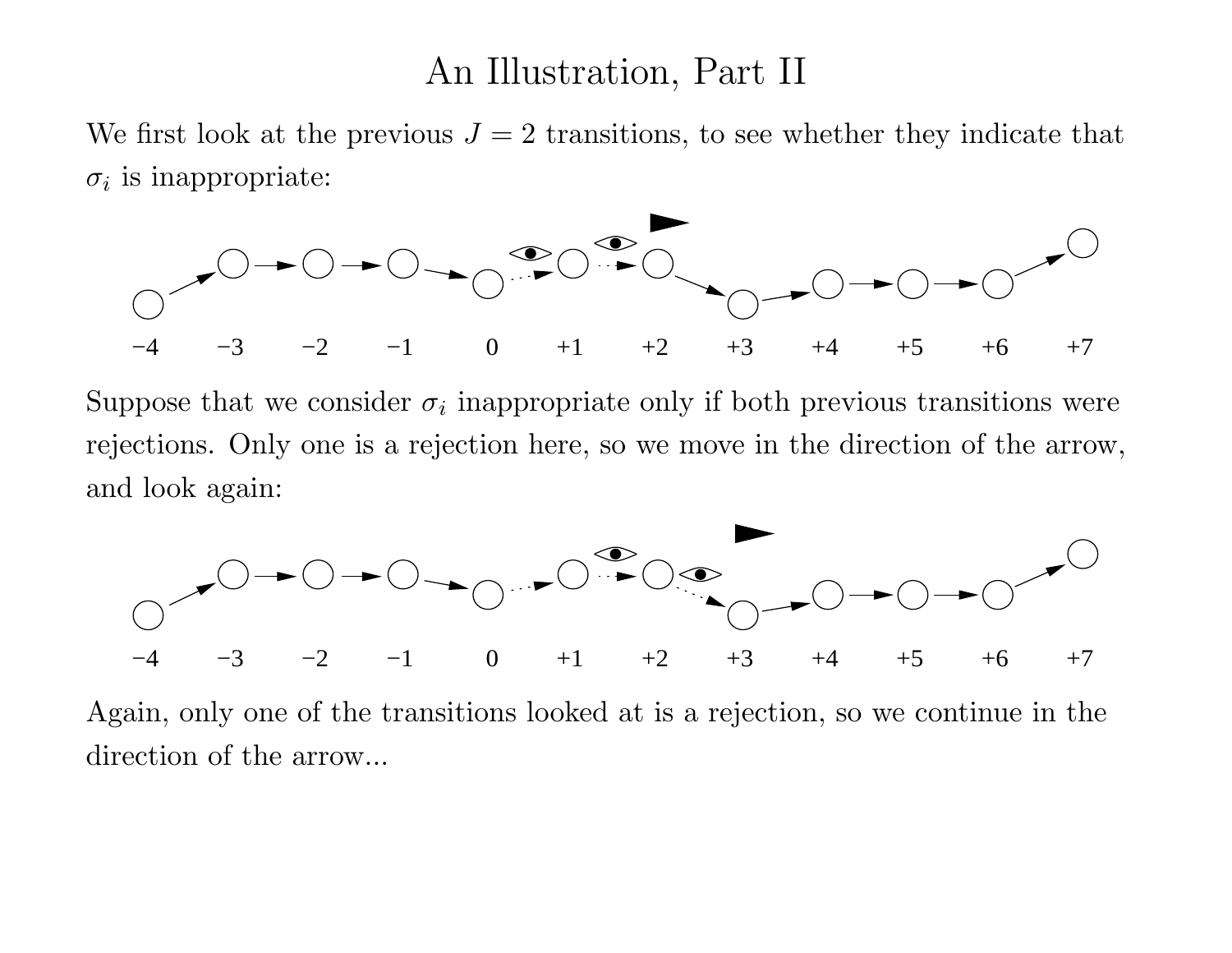# An Illustration, Part II

We first look at the previous $J = 2$ transitions, to see whether they indicate that $\sigma_i$ is inappropriate:

Suppose that we consider $\sigma_i$ inappropriate only if both previous transitions were rejections. Only one is a rejection here, so we move in the direction of the arrow, and look again:

Again, only one of the transitions looked at is a rejection, so we continue in the direction of the arrow...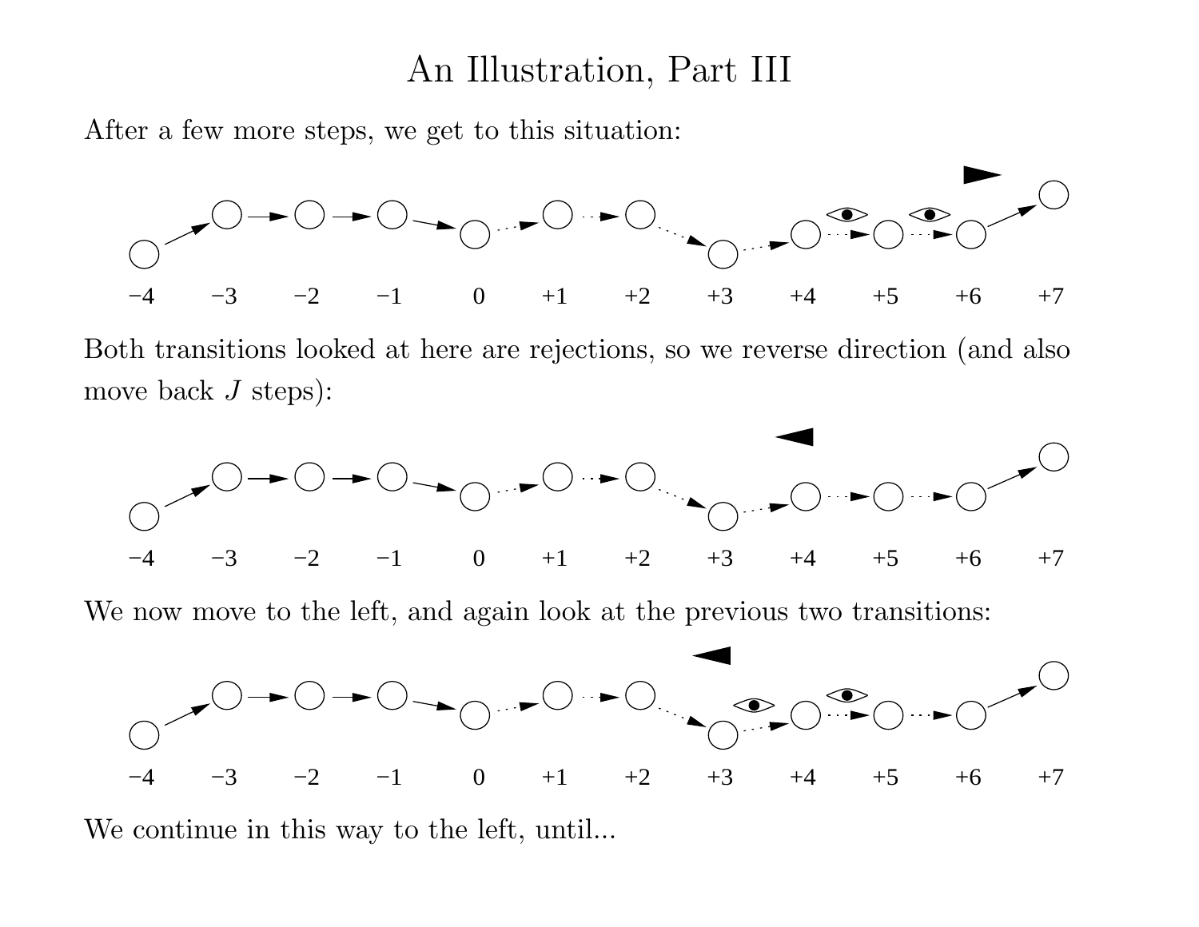# An Illustration, Part III

After a few more steps, we get to this situation:

Both transitions looked at here are rejections, so we reverse direction (and also move back $J$ steps):

We now move to the left, and again look at the previous two transitions:

We continue in this way to the left, until...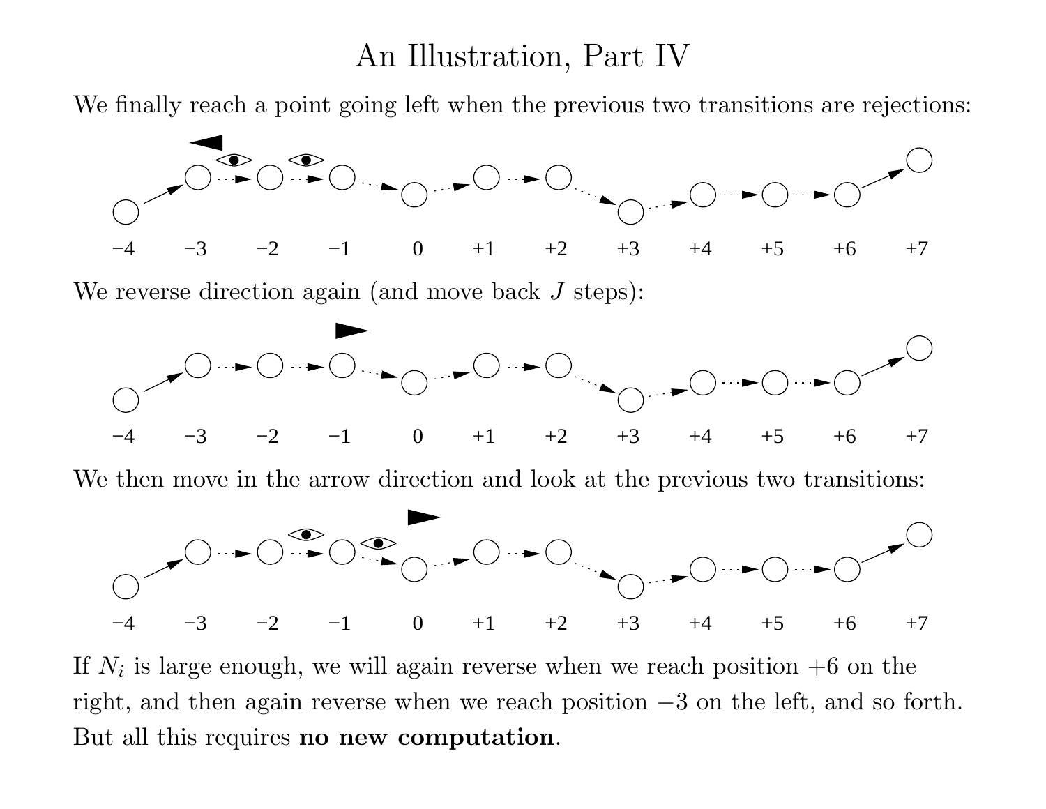# An Illustration, Part IV

We finally reach a point going left when the previous two transitions are rejections:

We reverse direction again (and move back $J$ steps):

We then move in the arrow direction and look at the previous two transitions:

If $N_i$ is large enough, we will again reverse when we reach position $+6$ on the right, and then again reverse when we reach position $-3$ on the left, and so forth. But all this requires **no new computation**.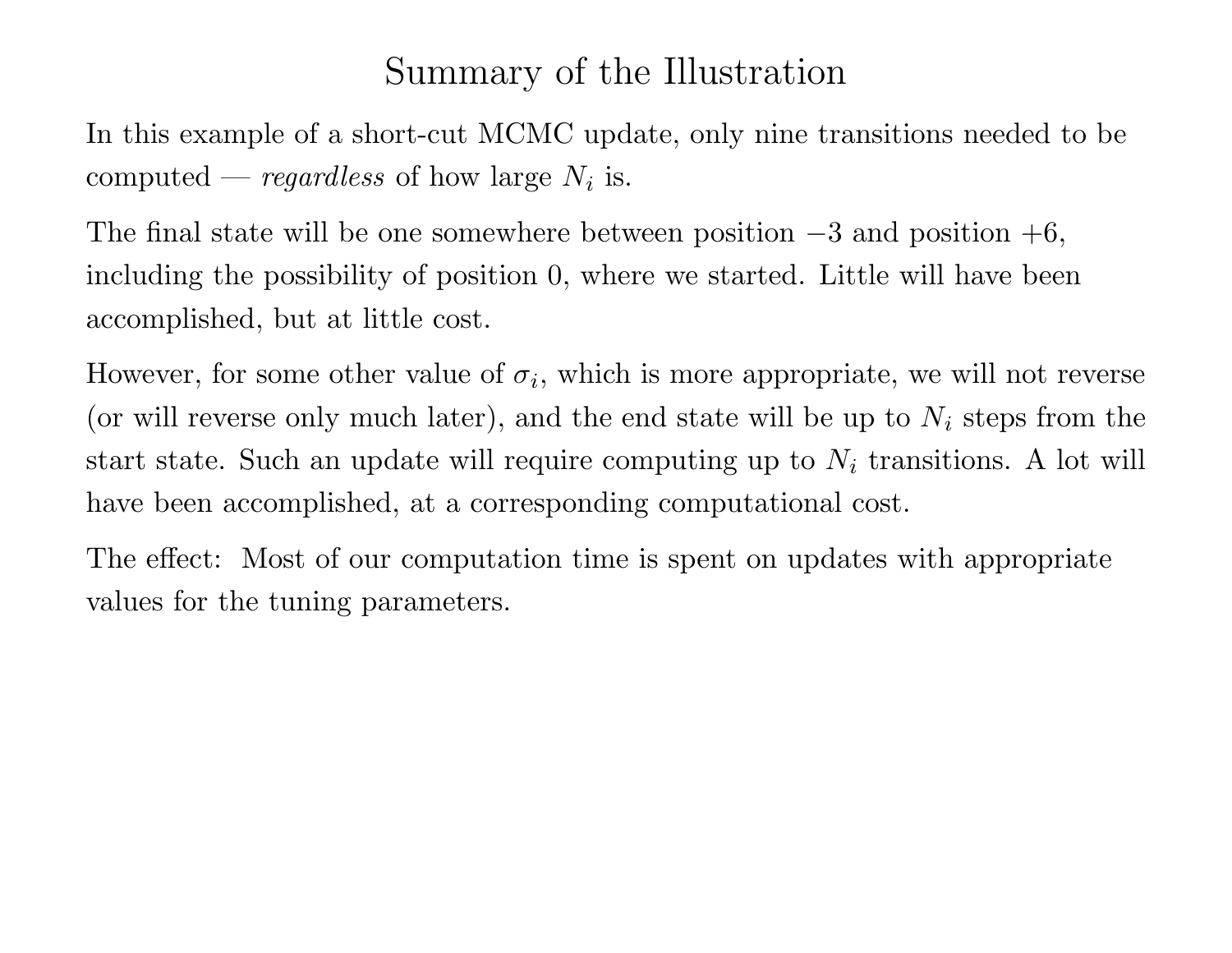# Summary of the Illustration

In this example of a short-cut MCMC update, only nine transitions needed to be computed — *regardless* of how large $N_i$ is.

The final state will be one somewhere between position $-3$ and position $+6$, including the possibility of position 0, where we started. Little will have been accomplished, but at little cost.

However, for some other value of $\sigma_i$, which is more appropriate, we will not reverse (or will reverse only much later), and the end state will be up to $N_i$ steps from the start state. Such an update will require computing up to $N_i$ transitions. A lot will have been accomplished, at a corresponding computational cost.

The effect: Most of our computation time is spent on updates with appropriate values for the tuning parameters.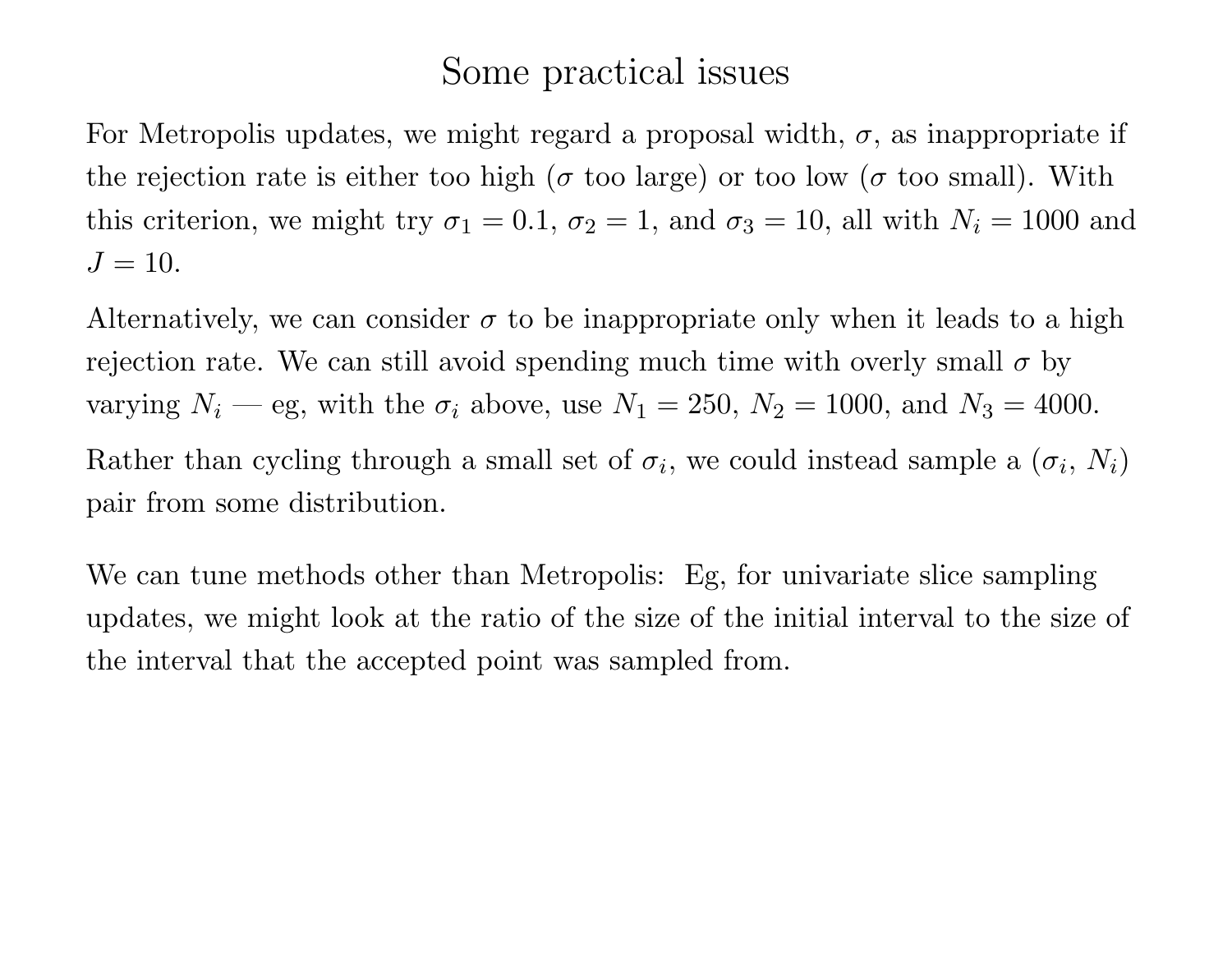# Some practical issues

For Metropolis updates, we might regard a proposal width, $\sigma$, as inappropriate if the rejection rate is either too high ($\sigma$ too large) or too low ($\sigma$ too small). With this criterion, we might try $\sigma_1 = 0.1$, $\sigma_2 = 1$, and $\sigma_3 = 10$, all with $N_i = 1000$ and $J = 10$.

Alternatively, we can consider $\sigma$ to be inappropriate only when it leads to a high rejection rate. We can still avoid spending much time with overly small $\sigma$ by varying $N_i$ — eg, with the $\sigma_i$ above, use $N_1 = 250$, $N_2 = 1000$, and $N_3 = 4000$.

Rather than cycling through a small set of $\sigma_i$, we could instead sample a $(\sigma_i, N_i)$ pair from some distribution.

We can tune methods other than Metropolis: Eg, for univariate slice sampling updates, we might look at the ratio of the size of the initial interval to the size of the interval that the accepted point was sampled from.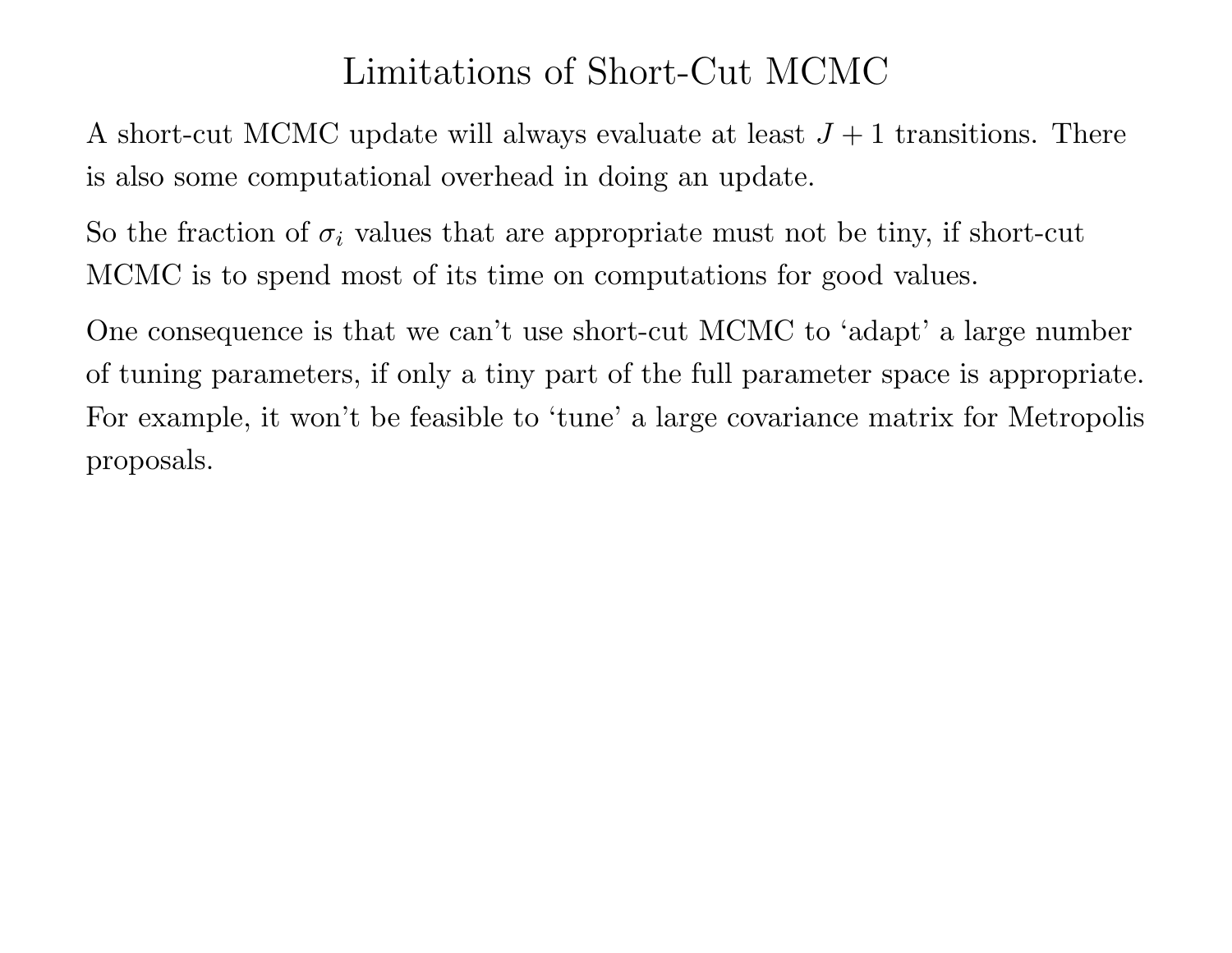# Limitations of Short-Cut MCMC

A short-cut MCMC update will always evaluate at least $J + 1$ transitions. There is also some computational overhead in doing an update.

So the fraction of $\sigma_i$ values that are appropriate must not be tiny, if short-cut MCMC is to spend most of its time on computations for good values.

One consequence is that we can't use short-cut MCMC to 'adapt' a large number of tuning parameters, if only a tiny part of the full parameter space is appropriate. For example, it won't be feasible to 'tune' a large covariance matrix for Metropolis proposals.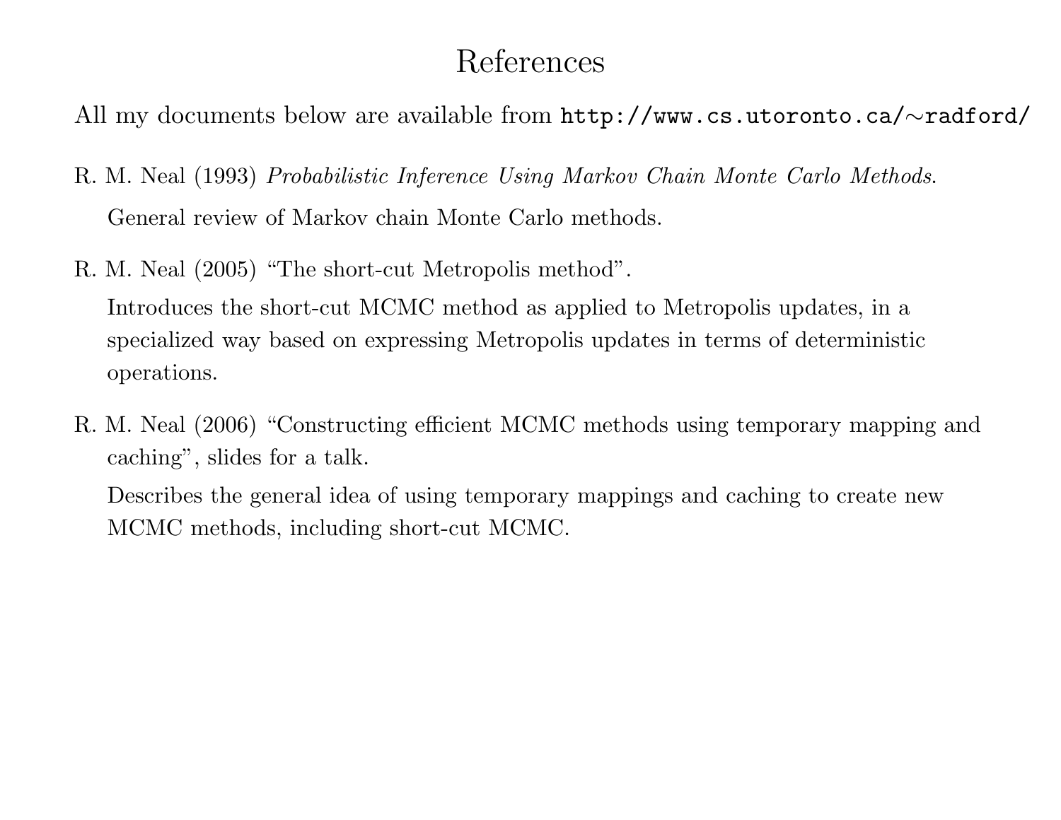# References

All my documents below are available from `http://www.cs.utoronto.ca/∼radford/`

R. M. Neal (1993) *Probabilistic Inference Using Markov Chain Monte Carlo Methods*.

General review of Markov chain Monte Carlo methods.

R. M. Neal (2005) "The short-cut Metropolis method".

Introduces the short-cut MCMC method as applied to Metropolis updates, in a specialized way based on expressing Metropolis updates in terms of deterministic operations.

R. M. Neal (2006) "Constructing efficient MCMC methods using temporary mapping and caching", slides for a talk.

Describes the general idea of using temporary mappings and caching to create new MCMC methods, including short-cut MCMC.